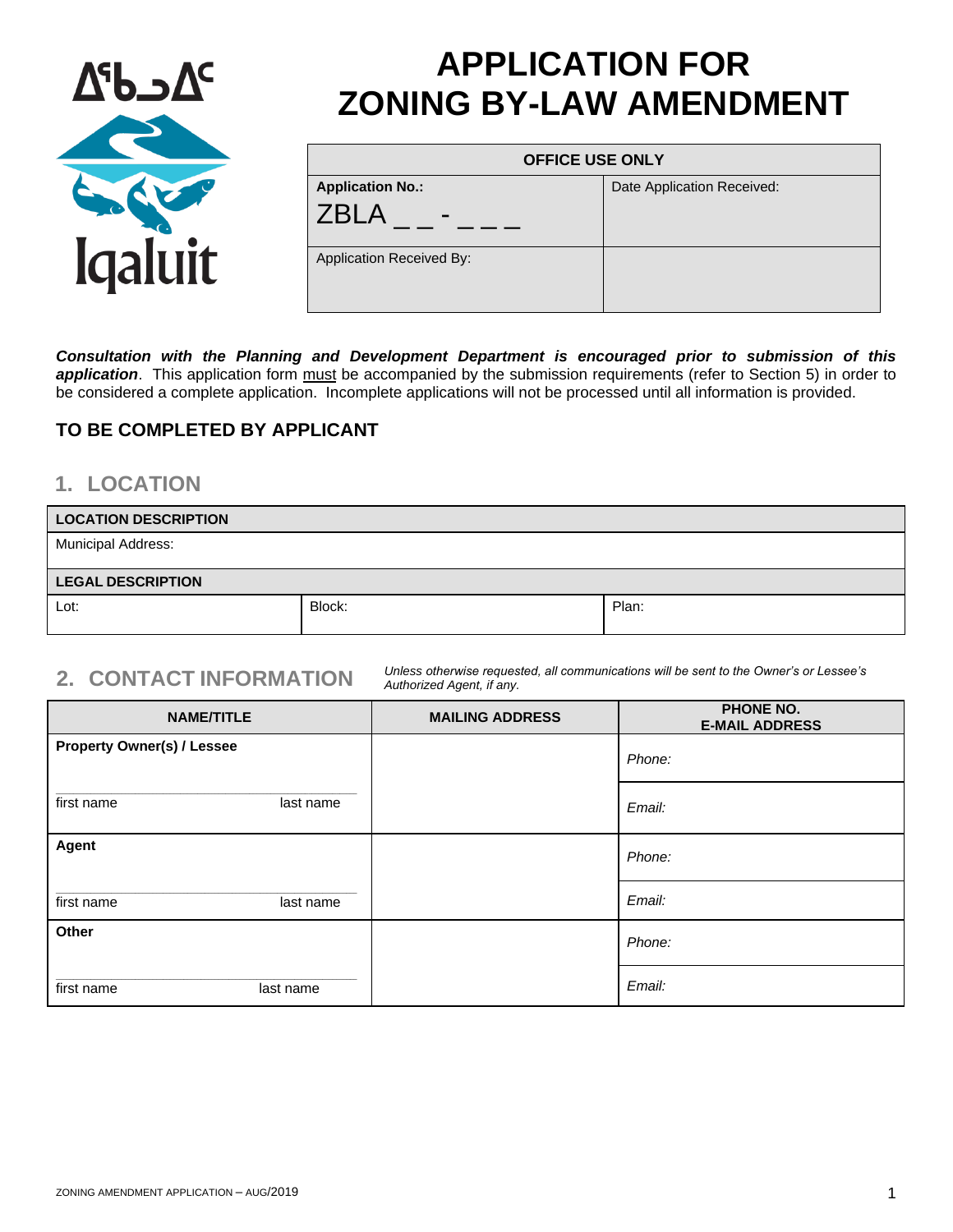ᐃᖃᓗᐃᑦ

Iqaluit

# APPLICATION FOR ZONING BY-LAW AMENDMENT

| OFFICE USE ONLY | |
|---|---|
| **Application No.:** ZBLA _ _ - _ _ _ | Date Application Received: |
| Application Received By: | |

***Consultation with the Planning and Development Department is encouraged prior to submission of this application***. This application form must be accompanied by the submission requirements (refer to Section 5) in order to be considered a complete application. Incomplete applications will not be processed until all information is provided.

## TO BE COMPLETED BY APPLICANT

## 1. LOCATION

| LOCATION DESCRIPTION | | |
|---|---|---|
| Municipal Address: | | |
| **LEGAL DESCRIPTION** | | |
| Lot: | Block: | Plan: |

## 2. CONTACT INFORMATION

*Unless otherwise requested, all communications will be sent to the Owner's or Lessee's Authorized Agent, if any.*

| NAME/TITLE | MAILING ADDRESS | PHONE NO. E-MAIL ADDRESS |
|---|---|---|
| **Property Owner(s) / Lessee** | | *Phone:* |
| first name — last name | | *Email:* |
| **Agent** | | *Phone:* |
| first name — last name | | *Email:* |
| **Other** | | *Phone:* |
| first name — last name | | *Email:* |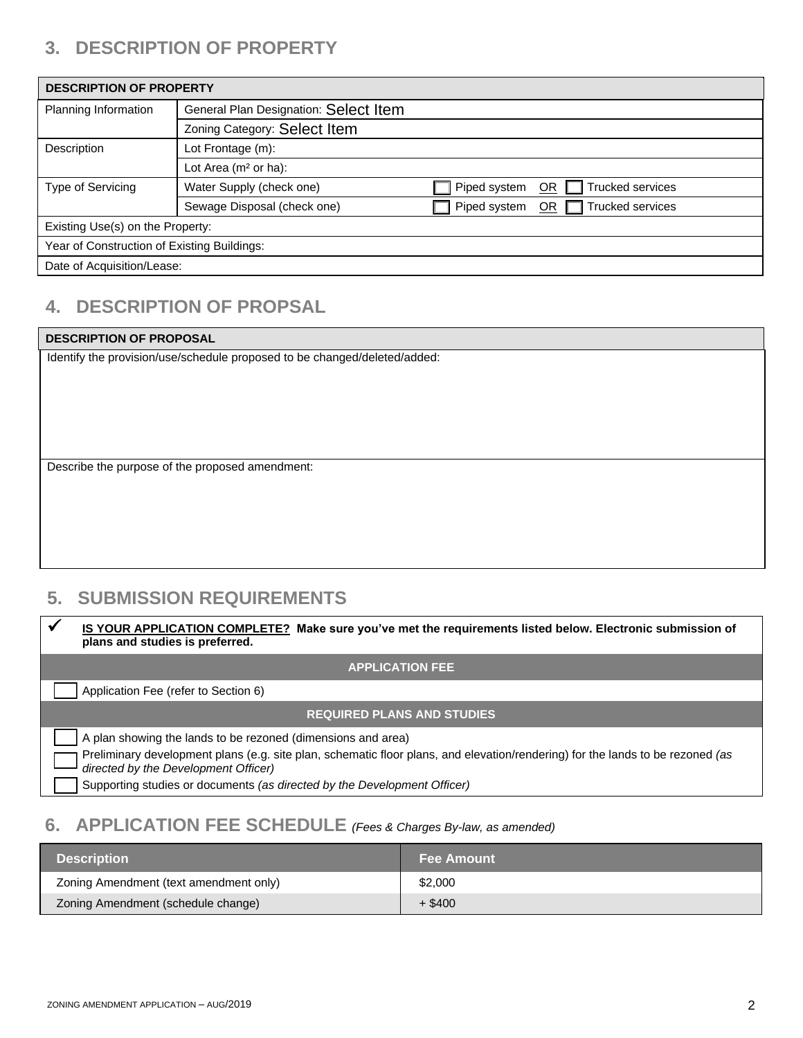## 3. DESCRIPTION OF PROPERTY

| DESCRIPTION OF PROPERTY | | |
|---|---|---|
| Planning Information | General Plan Designation: Select Item | |
| | Zoning Category: Select Item | |
| Description | Lot Frontage (m): | |
| | Lot Area ($m^2$ or ha): | |
| Type of Servicing | Water Supply (check one) | ☐ Piped system OR ☐ Trucked services |
| | Sewage Disposal (check one) | ☐ Piped system OR ☐ Trucked services |
| Existing Use(s) on the Property: | | |
| Year of Construction of Existing Buildings: | | |
| Date of Acquisition/Lease: | | |

## 4. DESCRIPTION OF PROPSAL

| DESCRIPTION OF PROPOSAL |
|---|
| Identify the provision/use/schedule proposed to be changed/deleted/added: |
| Describe the purpose of the proposed amendment: |

## 5. SUBMISSION REQUIREMENTS

✔ **IS YOUR APPLICATION COMPLETE? Make sure you've met the requirements listed below. Electronic submission of plans and studies is preferred.**

**APPLICATION FEE**

- ☐ Application Fee (refer to Section 6)

**REQUIRED PLANS AND STUDIES**

- ☐ A plan showing the lands to be rezoned (dimensions and area)
- ☐ Preliminary development plans (e.g. site plan, schematic floor plans, and elevation/rendering) for the lands to be rezoned *(as directed by the Development Officer)*
- ☐ Supporting studies or documents *(as directed by the Development Officer)*

## 6. APPLICATION FEE SCHEDULE *(Fees & Charges By-law, as amended)*

| Description | Fee Amount |
|---|---|
| Zoning Amendment (text amendment only) | $2,000 |
| Zoning Amendment (schedule change) | + $400 |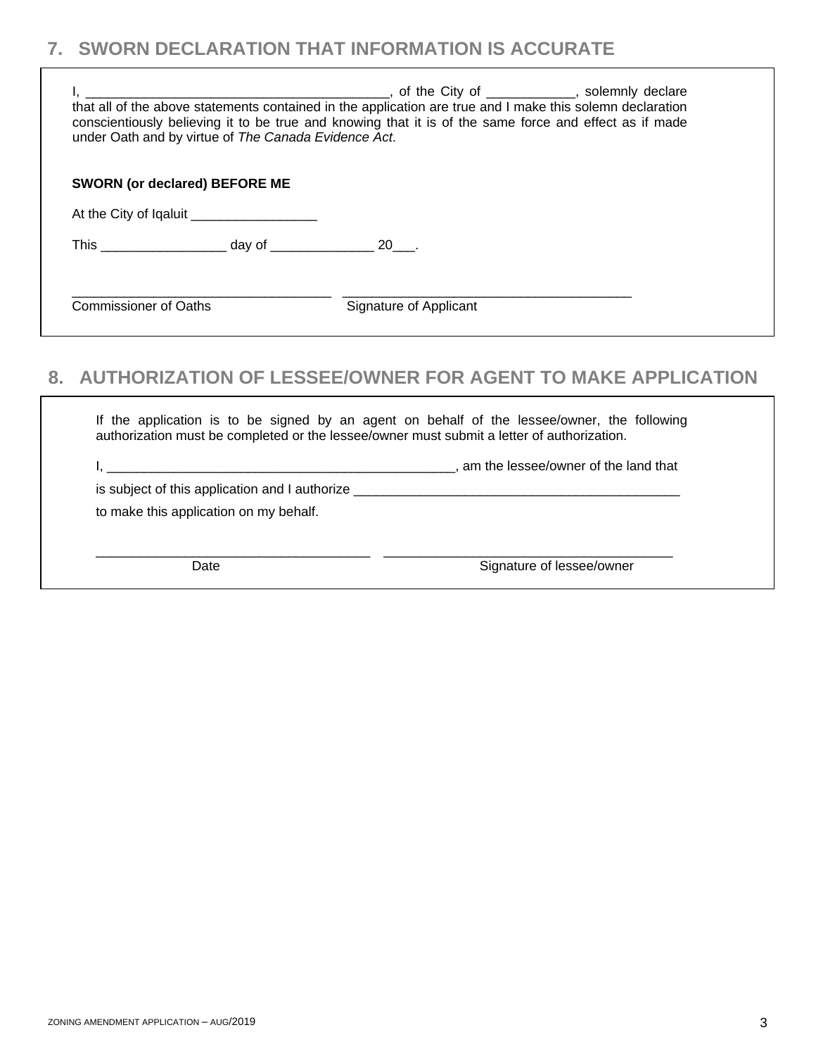## 7. SWORN DECLARATION THAT INFORMATION IS ACCURATE

I, _________________________________________, of the City of ____________, solemnly declare that all of the above statements contained in the application are true and I make this solemn declaration conscientiously believing it to be true and knowing that it is of the same force and effect as if made under Oath and by virtue of *The Canada Evidence Act*.

**SWORN (or declared) BEFORE ME**

At the City of Iqaluit _________________

This _________________ day of ______________ 20___.

___________________________________ ________________________________________

Commissioner of Oaths Signature of Applicant

## 8. AUTHORIZATION OF LESSEE/OWNER FOR AGENT TO MAKE APPLICATION

If the application is to be signed by an agent on behalf of the lessee/owner, the following authorization must be completed or the lessee/owner must submit a letter of authorization.

I, _________________________________________________, am the lessee/owner of the land that is subject of this application and I authorize ______________________________________________ to make this application on my behalf.

______________________________________ ________________________________________

Date Signature of lessee/owner